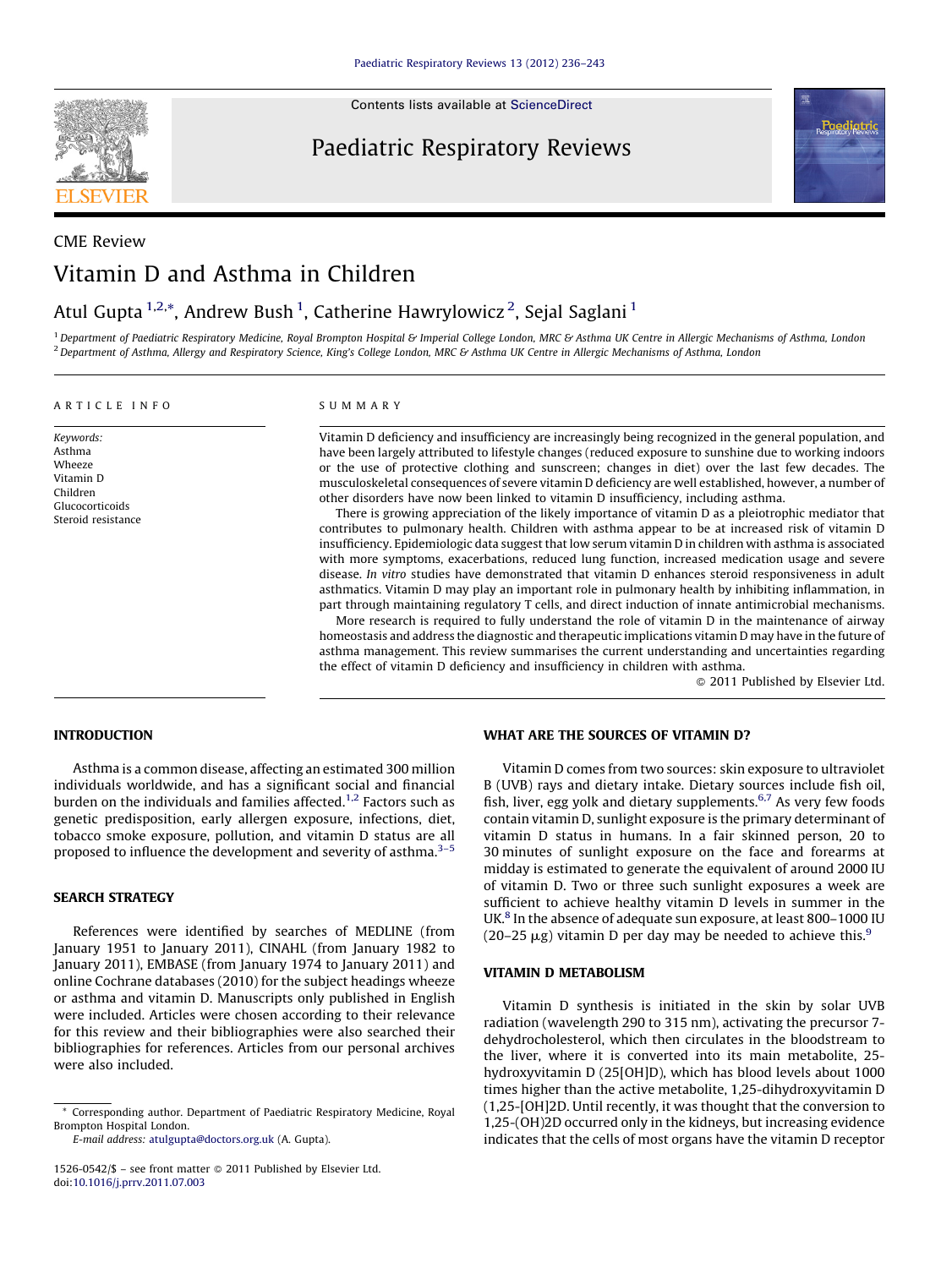CME Review

# Vitamin D and Asthma in Children

Atul Gupta [1,2,*], Andrew Bush [1], Catherine Hawrylowicz [2], Sejal Saglani [1]

[1] Department of Paediatric Respiratory Medicine, Royal Brompton Hospital & Imperial College London, MRC & Asthma UK Centre in Allergic Mechanisms of Asthma, London
[2] Department of Asthma, Allergy and Respiratory Science, King's College London, MRC & Asthma UK Centre in Allergic Mechanisms of Asthma, London

**ARTICLE INFO**

*Keywords:*
Asthma
Wheeze
Vitamin D
Children
Glucocorticoids
Steroid resistance

**SUMMARY**

Vitamin D deficiency and insufficiency are increasingly being recognized in the general population, and have been largely attributed to lifestyle changes (reduced exposure to sunshine due to working indoors or the use of protective clothing and sunscreen; changes in diet) over the last few decades. The musculoskeletal consequences of severe vitamin D deficiency are well established, however, a number of other disorders have now been linked to vitamin D insufficiency, including asthma.

There is growing appreciation of the likely importance of vitamin D as a pleiotrophic mediator that contributes to pulmonary health. Children with asthma appear to be at increased risk of vitamin D insufficiency. Epidemiologic data suggest that low serum vitamin D in children with asthma is associated with more symptoms, exacerbations, reduced lung function, increased medication usage and severe disease. *In vitro* studies have demonstrated that vitamin D enhances steroid responsiveness in adult asthmatics. Vitamin D may play an important role in pulmonary health by inhibiting inflammation, in part through maintaining regulatory T cells, and direct induction of innate antimicrobial mechanisms.

More research is required to fully understand the role of vitamin D in the maintenance of airway homeostasis and address the diagnostic and therapeutic implications vitamin D may have in the future of asthma management. This review summarises the current understanding and uncertainties regarding the effect of vitamin D deficiency and insufficiency in children with asthma.

© 2011 Published by Elsevier Ltd.

## INTRODUCTION

Asthma is a common disease, affecting an estimated 300 million individuals worldwide, and has a significant social and financial burden on the individuals and families affected.[1,2] Factors such as genetic predisposition, early allergen exposure, infections, diet, tobacco smoke exposure, pollution, and vitamin D status are all proposed to influence the development and severity of asthma.[3–5]

## SEARCH STRATEGY

References were identified by searches of MEDLINE (from January 1951 to January 2011), CINAHL (from January 1982 to January 2011), EMBASE (from January 1974 to January 2011) and online Cochrane databases (2010) for the subject headings wheeze or asthma and vitamin D. Manuscripts only published in English were included. Articles were chosen according to their relevance for this review and their bibliographies were also searched their bibliographies for references. Articles from our personal archives were also included.

## WHAT ARE THE SOURCES OF VITAMIN D?

Vitamin D comes from two sources: skin exposure to ultraviolet B (UVB) rays and dietary intake. Dietary sources include fish oil, fish, liver, egg yolk and dietary supplements.[6,7] As very few foods contain vitamin D, sunlight exposure is the primary determinant of vitamin D status in humans. In a fair skinned person, 20 to 30 minutes of sunlight exposure on the face and forearms at midday is estimated to generate the equivalent of around 2000 IU of vitamin D. Two or three such sunlight exposures a week are sufficient to achieve healthy vitamin D levels in summer in the UK.[8] In the absence of adequate sun exposure, at least 800–1000 IU (20–25 μg) vitamin D per day may be needed to achieve this.[9]

## VITAMIN D METABOLISM

Vitamin D synthesis is initiated in the skin by solar UVB radiation (wavelength 290 to 315 nm), activating the precursor 7-dehydrocholesterol, which then circulates in the bloodstream to the liver, where it is converted into its main metabolite, 25-hydroxyvitamin D (25[OH]D), which has blood levels about 1000 times higher than the active metabolite, 1,25-dihydroxyvitamin D (1,25-[OH]2D. Until recently, it was thought that the conversion to 1,25-(OH)2D occurred only in the kidneys, but increasing evidence indicates that the cells of most organs have the vitamin D receptor

\* Corresponding author. Department of Paediatric Respiratory Medicine, Royal Brompton Hospital London.
E-mail address: atulgupta@doctors.org.uk (A. Gupta).

1526-0542/$ – see front matter © 2011 Published by Elsevier Ltd.
doi:10.1016/j.prrv.2011.07.003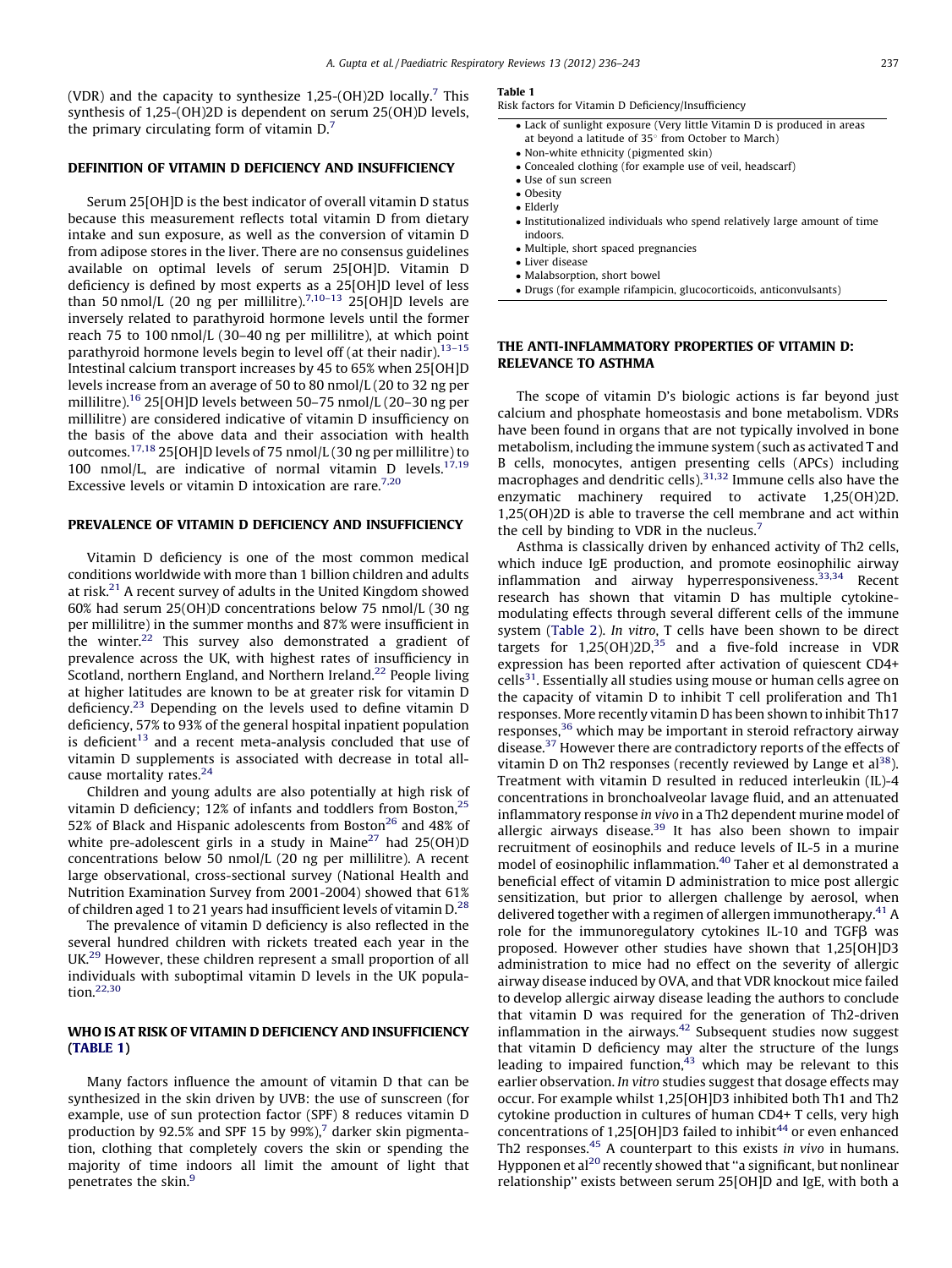(VDR) and the capacity to synthesize 1,25-(OH)2D locally.[7] This synthesis of 1,25-(OH)2D is dependent on serum 25(OH)D levels, the primary circulating form of vitamin D.[7]

## DEFINITION OF VITAMIN D DEFICIENCY AND INSUFFICIENCY

Serum 25[OH]D is the best indicator of overall vitamin D status because this measurement reflects total vitamin D from dietary intake and sun exposure, as well as the conversion of vitamin D from adipose stores in the liver. There are no consensus guidelines available on optimal levels of serum 25[OH]D. Vitamin D deficiency is defined by most experts as a 25[OH]D level of less than 50 nmol/L (20 ng per millilitre).[7,10–13] 25[OH]D levels are inversely related to parathyroid hormone levels until the former reach 75 to 100 nmol/L (30–40 ng per millilitre), at which point parathyroid hormone levels begin to level off (at their nadir).[13–15] Intestinal calcium transport increases by 45 to 65% when 25[OH]D levels increase from an average of 50 to 80 nmol/L (20 to 32 ng per millilitre).[16] 25[OH]D levels between 50–75 nmol/L (20–30 ng per millilitre) are considered indicative of vitamin D insufficiency on the basis of the above data and their association with health outcomes.[17,18] 25[OH]D levels of 75 nmol/L (30 ng per millilitre) to 100 nmol/L, are indicative of normal vitamin D levels.[17,19] Excessive levels or vitamin D intoxication are rare.[7,20]

## PREVALENCE OF VITAMIN D DEFICIENCY AND INSUFFICIENCY

Vitamin D deficiency is one of the most common medical conditions worldwide with more than 1 billion children and adults at risk.[21] A recent survey of adults in the United Kingdom showed 60% had serum 25(OH)D concentrations below 75 nmol/L (30 ng per millilitre) in the summer months and 87% were insufficient in the winter.[22] This survey also demonstrated a gradient of prevalence across the UK, with highest rates of insufficiency in Scotland, northern England, and Northern Ireland.[22] People living at higher latitudes are known to be at greater risk for vitamin D deficiency.[23] Depending on the levels used to define vitamin D deficiency, 57% to 93% of the general hospital inpatient population is deficient[13] and a recent meta-analysis concluded that use of vitamin D supplements is associated with decrease in total all-cause mortality rates.[24]

Children and young adults are also potentially at high risk of vitamin D deficiency; 12% of infants and toddlers from Boston,[25] 52% of Black and Hispanic adolescents from Boston[26] and 48% of white pre-adolescent girls in a study in Maine[27] had 25(OH)D concentrations below 50 nmol/L (20 ng per millilitre). A recent large observational, cross-sectional survey (National Health and Nutrition Examination Survey from 2001-2004) showed that 61% of children aged 1 to 21 years had insufficient levels of vitamin D.[28]

The prevalence of vitamin D deficiency is also reflected in the several hundred children with rickets treated each year in the UK.[29] However, these children represent a small proportion of all individuals with suboptimal vitamin D levels in the UK population.[22,30]

## WHO IS AT RISK OF VITAMIN D DEFICIENCY AND INSUFFICIENCY (TABLE 1)

Many factors influence the amount of vitamin D that can be synthesized in the skin driven by UVB: the use of sunscreen (for example, use of sun protection factor (SPF) 8 reduces vitamin D production by 92.5% and SPF 15 by 99%),[7] darker skin pigmentation, clothing that completely covers the skin or spending the majority of time indoors all limit the amount of light that penetrates the skin.[9]

**Table 1**
Risk factors for Vitamin D Deficiency/Insufficiency

- Lack of sunlight exposure (Very little Vitamin D is produced in areas at beyond a latitude of 35° from October to March)
- Non-white ethnicity (pigmented skin)
- Concealed clothing (for example use of veil, headscarf)
- Use of sun screen
- Obesity
- Elderly
- Institutionalized individuals who spend relatively large amount of time indoors.
- Multiple, short spaced pregnancies
- Liver disease
- Malabsorption, short bowel
- Drugs (for example rifampicin, glucocorticoids, anticonvulsants)

## THE ANTI-INFLAMMATORY PROPERTIES OF VITAMIN D: RELEVANCE TO ASTHMA

The scope of vitamin D's biologic actions is far beyond just calcium and phosphate homeostasis and bone metabolism. VDRs have been found in organs that are not typically involved in bone metabolism, including the immune system (such as activated T and B cells, monocytes, antigen presenting cells (APCs) including macrophages and dendritic cells).[31,32] Immune cells also have the enzymatic machinery required to activate 1,25(OH)2D. 1,25(OH)2D is able to traverse the cell membrane and act within the cell by binding to VDR in the nucleus.[7]

Asthma is classically driven by enhanced activity of Th2 cells, which induce IgE production, and promote eosinophilic airway inflammation and airway hyperresponsiveness.[33,34] Recent research has shown that vitamin D has multiple cytokine-modulating effects through several different cells of the immune system (Table 2). *In vitro*, T cells have been shown to be direct targets for 1,25(OH)2D,[35] and a five-fold increase in VDR expression has been reported after activation of quiescent CD4+ cells[31]. Essentially all studies using mouse or human cells agree on the capacity of vitamin D to inhibit T cell proliferation and Th1 responses. More recently vitamin D has been shown to inhibit Th17 responses,[36] which may be important in steroid refractory airway disease.[37] However there are contradictory reports of the effects of vitamin D on Th2 responses (recently reviewed by Lange et al[38]). Treatment with vitamin D resulted in reduced interleukin (IL)-4 concentrations in bronchoalveolar lavage fluid, and an attenuated inflammatory response *in vivo* in a Th2 dependent murine model of allergic airways disease.[39] It has also been shown to impair recruitment of eosinophils and reduce levels of IL-5 in a murine model of eosinophilic inflammation.[40] Taher et al demonstrated a beneficial effect of vitamin D administration to mice post allergic sensitization, but prior to allergen challenge by aerosol, when delivered together with a regimen of allergen immunotherapy.[41] A role for the immunoregulatory cytokines IL-10 and TGFβ was proposed. However other studies have shown that 1,25[OH]D3 administration to mice had no effect on the severity of allergic airway disease induced by OVA, and that VDR knockout mice failed to develop allergic airway disease leading the authors to conclude that vitamin D was required for the generation of Th2-driven inflammation in the airways.[42] Subsequent studies now suggest that vitamin D deficiency may alter the structure of the lungs leading to impaired function,[43] which may be relevant to this earlier observation. *In vitro* studies suggest that dosage effects may occur. For example whilst 1,25[OH]D3 inhibited both Th1 and Th2 cytokine production in cultures of human CD4+ T cells, very high concentrations of 1,25[OH]D3 failed to inhibit[44] or even enhanced Th2 responses.[45] A counterpart to this exists *in vivo* in humans. Hypponen et al[20] recently showed that "a significant, but nonlinear relationship" exists between serum 25[OH]D and IgE, with both a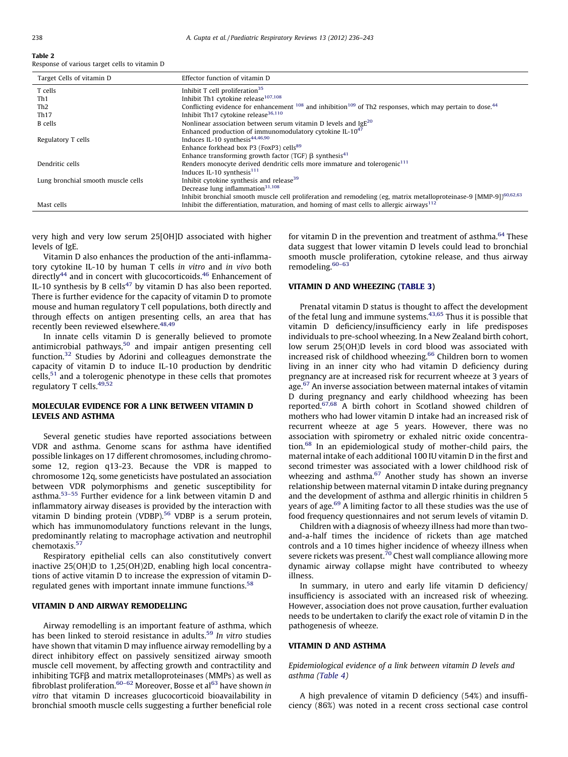**Table 2**
Response of various target cells to vitamin D

| Target Cells of vitamin D | Effector function of vitamin D |
|---|---|
| T cells | Inhibit T cell proliferation[35] |
| Th1 | Inhibit Th1 cytokine release[107,108] |
| Th2 | Conflicting evidence for enhancement [108] and inhibition[109] of Th2 responses, which may pertain to dose.[44] |
| Th17 | Inhibit Th17 cytokine release[36,110] |
| B cells | Nonlinear association between serum vitamin D levels and IgE[20] |
| | Enhanced production of immunomodulatory cytokine IL-10[47] |
| Regulatory T cells | Induces IL-10 synthesis[44,46,90] |
| | Enhance forkhead box P3 (FoxP3) cells[89] |
| | Enhance transforming growth factor (TGF) β synthesis[41] |
| Dendritic cells | Renders monocyte derived dendritic cells more immature and tolerogenic[111] |
| | Induces IL-10 synthesis[111] |
| Lung bronchial smooth muscle cells | Inhibit cytokine synthesis and release[39] |
| | Decrease lung inflammation[31,108] |
| | Inhibit bronchial smooth muscle cell proliferation and remodeling (eg, matrix metalloproteinase-9 [MMP-9])[60,62,63] |
| Mast cells | Inhibit the differentiation, maturation, and homing of mast cells to allergic airways[112] |

very high and very low serum 25[OH]D associated with higher levels of IgE.

Vitamin D also enhances the production of the anti-inflammatory cytokine IL-10 by human T cells *in vitro* and *in vivo* both directly[44] and in concert with glucocorticoids.[46] Enhancement of IL-10 synthesis by B cells[47] by vitamin D has also been reported. There is further evidence for the capacity of vitamin D to promote mouse and human regulatory T cell populations, both directly and through effects on antigen presenting cells, an area that has recently been reviewed elsewhere.[48,49]

In innate cells vitamin D is generally believed to promote antimicrobial pathways,[50] and impair antigen presenting cell function.[32] Studies by Adorini and colleagues demonstrate the capacity of vitamin D to induce IL-10 production by dendritic cells,[51] and a tolerogenic phenotype in these cells that promotes regulatory T cells.[49,52]

## MOLECULAR EVIDENCE FOR A LINK BETWEEN VITAMIN D LEVELS AND ASTHMA

Several genetic studies have reported associations between VDR and asthma. Genome scans for asthma have identified possible linkages on 17 different chromosomes, including chromosome 12, region q13-23. Because the VDR is mapped to chromosome 12q, some geneticists have postulated an association between VDR polymorphisms and genetic susceptibility for asthma.[53–55] Further evidence for a link between vitamin D and inflammatory airway diseases is provided by the interaction with vitamin D binding protein (VDBP).[56] VDBP is a serum protein, which has immunomodulatory functions relevant in the lungs, predominantly relating to macrophage activation and neutrophil chemotaxis.[57]

Respiratory epithelial cells can also constitutively convert inactive 25(OH)D to 1,25(OH)2D, enabling high local concentrations of active vitamin D to increase the expression of vitamin D-regulated genes with important innate immune functions.[58]

## VITAMIN D AND AIRWAY REMODELLING

Airway remodelling is an important feature of asthma, which has been linked to steroid resistance in adults.[59] *In vitro* studies have shown that vitamin D may influence airway remodelling by a direct inhibitory effect on passively sensitized airway smooth muscle cell movement, by affecting growth and contractility and inhibiting TGFβ and matrix metalloproteinases (MMPs) as well as fibroblast proliferation.[60–62] Moreover, Bosse et al[63] have shown *in vitro* that vitamin D increases glucocorticoid bioavailability in bronchial smooth muscle cells suggesting a further beneficial role for vitamin D in the prevention and treatment of asthma.[64] These data suggest that lower vitamin D levels could lead to bronchial smooth muscle proliferation, cytokine release, and thus airway remodeling.[60–63]

## VITAMIN D AND WHEEZING (TABLE 3)

Prenatal vitamin D status is thought to affect the development of the fetal lung and immune systems.[43,65] Thus it is possible that vitamin D deficiency/insufficiency early in life predisposes individuals to pre-school wheezing. In a New Zealand birth cohort, low serum 25(OH)D levels in cord blood was associated with increased risk of childhood wheezing.[66] Children born to women living in an inner city who had vitamin D deficiency during pregnancy are at increased risk for recurrent wheeze at 3 years of age.[67] An inverse association between maternal intakes of vitamin D during pregnancy and early childhood wheezing has been reported.[67,68] A birth cohort in Scotland showed children of mothers who had lower vitamin D intake had an increased risk of recurrent wheeze at age 5 years. However, there was no association with spirometry or exhaled nitric oxide concentration.[68] In an epidemiological study of mother-child pairs, the maternal intake of each additional 100 IU vitamin D in the first and second trimester was associated with a lower childhood risk of wheezing and asthma.[67] Another study has shown an inverse relationship between maternal vitamin D intake during pregnancy and the development of asthma and allergic rhinitis in children 5 years of age.[69] A limiting factor to all these studies was the use of food frequency questionnaires and not serum levels of vitamin D.

Children with a diagnosis of wheezy illness had more than two-and-a-half times the incidence of rickets than age matched controls and a 10 times higher incidence of wheezy illness when severe rickets was present.[70] Chest wall compliance allowing more dynamic airway collapse might have contributed to wheezy illness.

In summary, in utero and early life vitamin D deficiency/insufficiency is associated with an increased risk of wheezing. However, association does not prove causation, further evaluation needs to be undertaken to clarify the exact role of vitamin D in the pathogenesis of wheeze.

## VITAMIN D AND ASTHMA

### *Epidemiological evidence of a link between vitamin D levels and asthma (Table 4)*

A high prevalence of vitamin D deficiency (54%) and insufficiency (86%) was noted in a recent cross sectional case control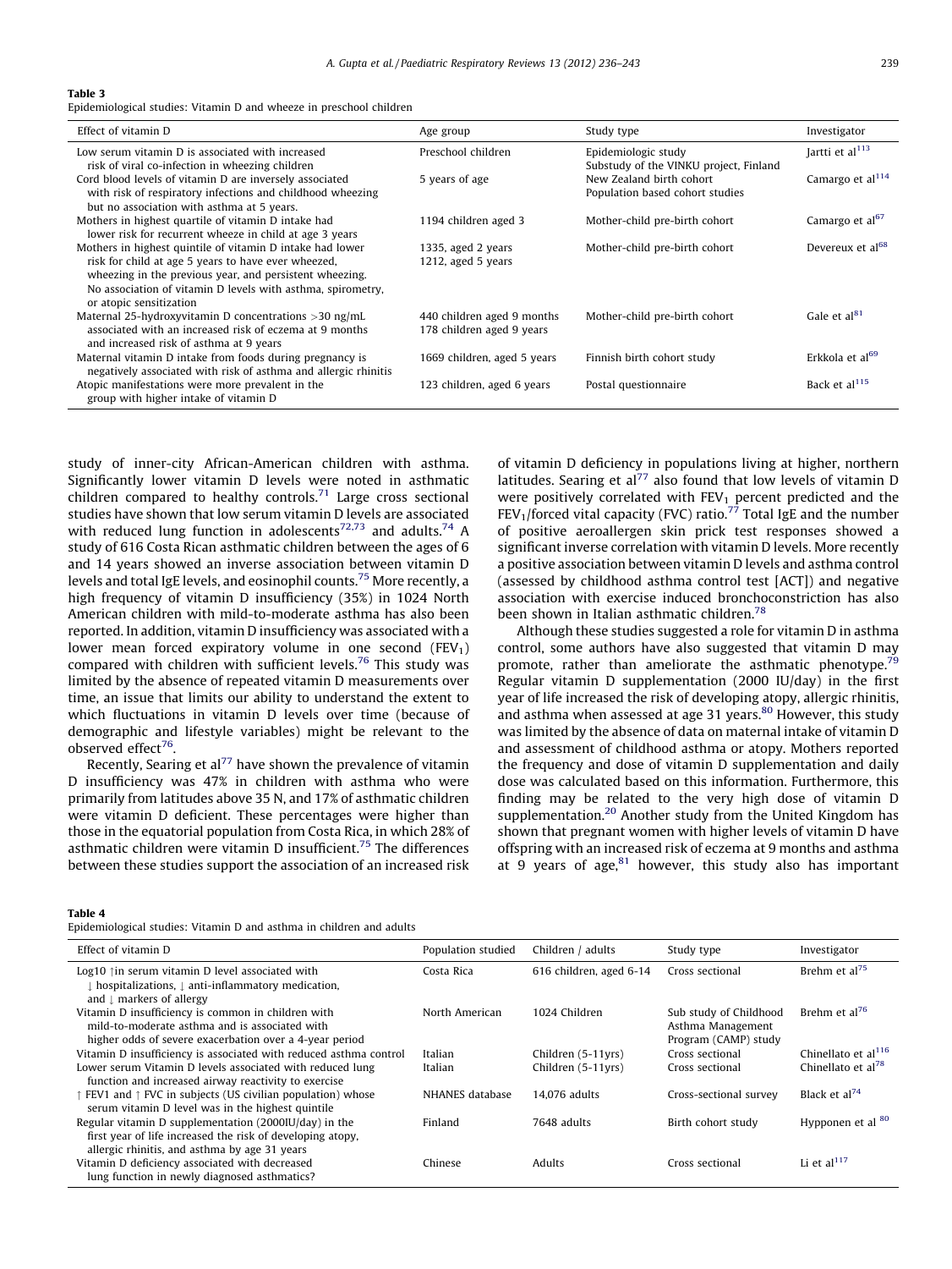**Table 3**
Epidemiological studies: Vitamin D and wheeze in preschool children

| Effect of vitamin D | Age group | Study type | Investigator |
|---|---|---|---|
| Low serum vitamin D is associated with increased risk of viral co-infection in wheezing children | Preschool children | Epidemiologic study Substudy of the VINKU project, Finland | Jartti et al[113] |
| Cord blood levels of vitamin D are inversely associated with risk of respiratory infections and childhood wheezing but no association with asthma at 5 years. | 5 years of age | New Zealand birth cohort Population based cohort studies | Camargo et al[114] |
| Mothers in highest quartile of vitamin D intake had lower risk for recurrent wheeze in child at age 3 years | 1194 children aged 3 | Mother-child pre-birth cohort | Camargo et al[67] |
| Mothers in highest quintile of vitamin D intake had lower risk for child at age 5 years to have ever wheezed, wheezing in the previous year, and persistent wheezing. No association of vitamin D levels with asthma, spirometry, or atopic sensitization | 1335, aged 2 years 1212, aged 5 years | Mother-child pre-birth cohort | Devereux et al[68] |
| Maternal 25-hydroxyvitamin D concentrations >30 ng/mL associated with an increased risk of eczema at 9 months and increased risk of asthma at 9 years | 440 children aged 9 months 178 children aged 9 years | Mother-child pre-birth cohort | Gale et al[81] |
| Maternal vitamin D intake from foods during pregnancy is negatively associated with risk of asthma and allergic rhinitis | 1669 children, aged 5 years | Finnish birth cohort study | Erkkola et al[69] |
| Atopic manifestations were more prevalent in the group with higher intake of vitamin D | 123 children, aged 6 years | Postal questionnaire | Back et al[115] |

study of inner-city African-American children with asthma. Significantly lower vitamin D levels were noted in asthmatic children compared to healthy controls.[71] Large cross sectional studies have shown that low serum vitamin D levels are associated with reduced lung function in adolescents[72,73] and adults.[74] A study of 616 Costa Rican asthmatic children between the ages of 6 and 14 years showed an inverse association between vitamin D levels and total IgE levels, and eosinophil counts.[75] More recently, a high frequency of vitamin D insufficiency (35%) in 1024 North American children with mild-to-moderate asthma has also been reported. In addition, vitamin D insufficiency was associated with a lower mean forced expiratory volume in one second ($FEV_1$) compared with children with sufficient levels.[76] This study was limited by the absence of repeated vitamin D measurements over time, an issue that limits our ability to understand the extent to which fluctuations in vitamin D levels over time (because of demographic and lifestyle variables) might be relevant to the observed effect[76].

Recently, Searing et al[77] have shown the prevalence of vitamin D insufficiency was 47% in children with asthma who were primarily from latitudes above 35 N, and 17% of asthmatic children were vitamin D deficient. These percentages were higher than those in the equatorial population from Costa Rica, in which 28% of asthmatic children were vitamin D insufficient.[75] The differences between these studies support the association of an increased risk of vitamin D deficiency in populations living at higher, northern latitudes. Searing et al[77] also found that low levels of vitamin D were positively correlated with $FEV_1$ percent predicted and the $FEV_1$/forced vital capacity (FVC) ratio.[77] Total IgE and the number of positive aeroallergen skin prick test responses showed a significant inverse correlation with vitamin D levels. More recently a positive association between vitamin D levels and asthma control (assessed by childhood asthma control test [ACT]) and negative association with exercise induced bronchoconstriction has also been shown in Italian asthmatic children.[78]

Although these studies suggested a role for vitamin D in asthma control, some authors have also suggested that vitamin D may promote, rather than ameliorate the asthmatic phenotype.[79] Regular vitamin D supplementation (2000 IU/day) in the first year of life increased the risk of developing atopy, allergic rhinitis, and asthma when assessed at age 31 years.[80] However, this study was limited by the absence of data on maternal intake of vitamin D and assessment of childhood asthma or atopy. Mothers reported the frequency and dose of vitamin D supplementation and daily dose was calculated based on this information. Furthermore, this finding may be related to the very high dose of vitamin D supplementation.[20] Another study from the United Kingdom has shown that pregnant women with higher levels of vitamin D have offspring with an increased risk of eczema at 9 months and asthma at 9 years of age,[81] however, this study also has important

**Table 4**
Epidemiological studies: Vitamin D and asthma in children and adults

| Effect of vitamin D | Population studied | Children / adults | Study type | Investigator |
|---|---|---|---|---|
| Log10 ↑in serum vitamin D level associated with ↓ hospitalizations, ↓ anti-inflammatory medication, and ↓ markers of allergy | Costa Rica | 616 children, aged 6-14 | Cross sectional | Brehm et al[75] |
| Vitamin D insufficiency is common in children with mild-to-moderate asthma and is associated with higher odds of severe exacerbation over a 4-year period | North American | 1024 Children | Sub study of Childhood Asthma Management Program (CAMP) study | Brehm et al[76] |
| Vitamin D insufficiency is associated with reduced asthma control | Italian | Children (5-11yrs) | Cross sectional | Chinellato et al[116] |
| Lower serum Vitamin D levels associated with reduced lung function and increased airway reactivity to exercise | Italian | Children (5-11yrs) | Cross sectional | Chinellato et al[78] |
| ↑ FEV1 and ↑ FVC in subjects (US civilian population) whose serum vitamin D level was in the highest quintile | NHANES database | 14,076 adults | Cross-sectional survey | Black et al[74] |
| Regular vitamin D supplementation (2000IU/day) in the first year of life increased the risk of developing atopy, allergic rhinitis, and asthma by age 31 years | Finland | 7648 adults | Birth cohort study | Hypponen et al [80] |
| Vitamin D deficiency associated with decreased lung function in newly diagnosed asthmatics? | Chinese | Adults | Cross sectional | Li et al[117] |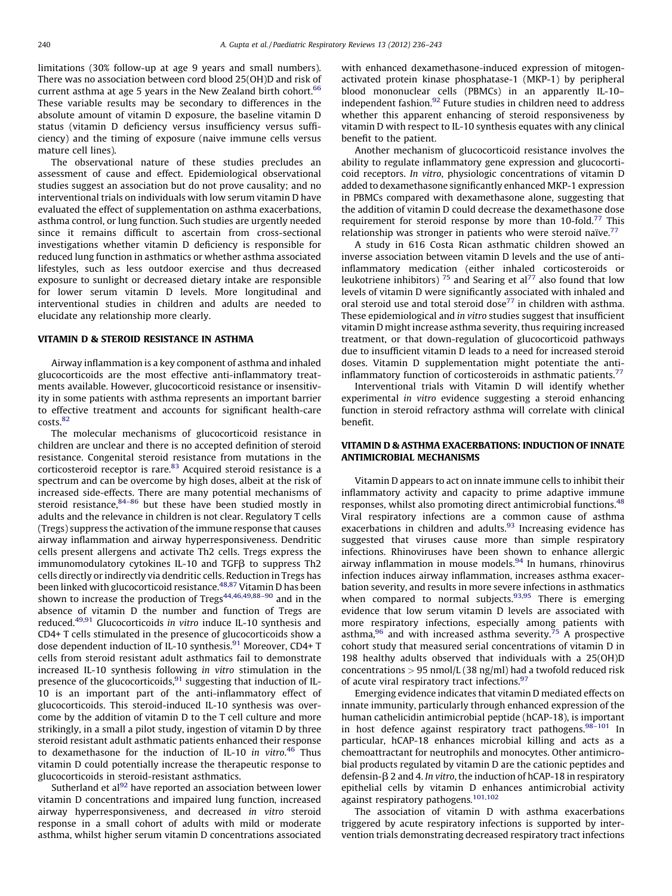limitations (30% follow-up at age 9 years and small numbers). There was no association between cord blood 25(OH)D and risk of current asthma at age 5 years in the New Zealand birth cohort.[66] These variable results may be secondary to differences in the absolute amount of vitamin D exposure, the baseline vitamin D status (vitamin D deficiency versus insufficiency versus sufficiency) and the timing of exposure (naive immune cells versus mature cell lines).

The observational nature of these studies precludes an assessment of cause and effect. Epidemiological observational studies suggest an association but do not prove causality; and no interventional trials on individuals with low serum vitamin D have evaluated the effect of supplementation on asthma exacerbations, asthma control, or lung function. Such studies are urgently needed since it remains difficult to ascertain from cross-sectional investigations whether vitamin D deficiency is responsible for reduced lung function in asthmatics or whether asthma associated lifestyles, such as less outdoor exercise and thus decreased exposure to sunlight or decreased dietary intake are responsible for lower serum vitamin D levels. More longitudinal and interventional studies in children and adults are needed to elucidate any relationship more clearly.

## VITAMIN D & STEROID RESISTANCE IN ASTHMA

Airway inflammation is a key component of asthma and inhaled glucocorticoids are the most effective anti-inflammatory treatments available. However, glucocorticoid resistance or insensitivity in some patients with asthma represents an important barrier to effective treatment and accounts for significant health-care costs.[82]

The molecular mechanisms of glucocorticoid resistance in children are unclear and there is no accepted definition of steroid resistance. Congenital steroid resistance from mutations in the corticosteroid receptor is rare.[83] Acquired steroid resistance is a spectrum and can be overcome by high doses, albeit at the risk of increased side-effects. There are many potential mechanisms of steroid resistance,[84–86] but these have been studied mostly in adults and the relevance in children is not clear. Regulatory T cells (Tregs) suppress the activation of the immune response that causes airway inflammation and airway hyperresponsiveness. Dendritic cells present allergens and activate Th2 cells. Tregs express the immunomodulatory cytokines IL-10 and TGFβ to suppress Th2 cells directly or indirectly via dendritic cells. Reduction in Tregs has been linked with glucocorticoid resistance.[48,87] Vitamin D has been shown to increase the production of Tregs[44,46,49,88–90] and in the absence of vitamin D the number and function of Tregs are reduced.[49,91] Glucocorticoids *in vitro* induce IL-10 synthesis and CD4+ T cells stimulated in the presence of glucocorticoids show a dose dependent induction of IL-10 synthesis.[91] Moreover, CD4+ T cells from steroid resistant adult asthmatics fail to demonstrate increased IL-10 synthesis following *in vitro* stimulation in the presence of the glucocorticoids,[91] suggesting that induction of IL-10 is an important part of the anti-inflammatory effect of glucocorticoids. This steroid-induced IL-10 synthesis was overcome by the addition of vitamin D to the T cell culture and more strikingly, in a small pilot study, ingestion of vitamin D by three steroid resistant adult asthmatic patients enhanced their response to dexamethasone for the induction of IL-10 *in vitro*.[46] Thus vitamin D could potentially increase the therapeutic response to glucocorticoids in steroid-resistant asthmatics.

Sutherland et al[92] have reported an association between lower vitamin D concentrations and impaired lung function, increased airway hyperresponsiveness, and decreased *in vitro* steroid response in a small cohort of adults with mild or moderate asthma, whilst higher serum vitamin D concentrations associated with enhanced dexamethasone-induced expression of mitogen-activated protein kinase phosphatase-1 (MKP-1) by peripheral blood mononuclear cells (PBMCs) in an apparently IL-10–independent fashion.[92] Future studies in children need to address whether this apparent enhancing of steroid responsiveness by vitamin D with respect to IL-10 synthesis equates with any clinical benefit to the patient.

Another mechanism of glucocorticoid resistance involves the ability to regulate inflammatory gene expression and glucocorticoid receptors. *In vitro*, physiologic concentrations of vitamin D added to dexamethasone significantly enhanced MKP-1 expression in PBMCs compared with dexamethasone alone, suggesting that the addition of vitamin D could decrease the dexamethasone dose requirement for steroid response by more than 10-fold.[77] This relationship was stronger in patients who were steroid naïve.[77]

A study in 616 Costa Rican asthmatic children showed an inverse association between vitamin D levels and the use of anti-inflammatory medication (either inhaled corticosteroids or leukotriene inhibitors) [75] and Searing et al[77] also found that low levels of vitamin D were significantly associated with inhaled and oral steroid use and total steroid dose[77] in children with asthma. These epidemiological and *in vitro* studies suggest that insufficient vitamin D might increase asthma severity, thus requiring increased treatment, or that down-regulation of glucocorticoid pathways due to insufficient vitamin D leads to a need for increased steroid doses. Vitamin D supplementation might potentiate the anti-inflammatory function of corticosteroids in asthmatic patients.[77]

Interventional trials with Vitamin D will identify whether experimental *in vitro* evidence suggesting a steroid enhancing function in steroid refractory asthma will correlate with clinical benefit.

## VITAMIN D & ASTHMA EXACERBATIONS: INDUCTION OF INNATE ANTIMICROBIAL MECHANISMS

Vitamin D appears to act on innate immune cells to inhibit their inflammatory activity and capacity to prime adaptive immune responses, whilst also promoting direct antimicrobial functions.[48] Viral respiratory infections are a common cause of asthma exacerbations in children and adults.[93] Increasing evidence has suggested that viruses cause more than simple respiratory infections. Rhinoviruses have been shown to enhance allergic airway inflammation in mouse models.[94] In humans, rhinovirus infection induces airway inflammation, increases asthma exacerbation severity, and results in more severe infections in asthmatics when compared to normal subjects.[93,95] There is emerging evidence that low serum vitamin D levels are associated with more respiratory infections, especially among patients with asthma,[96] and with increased asthma severity.[75] A prospective cohort study that measured serial concentrations of vitamin D in 198 healthy adults observed that individuals with a 25(OH)D concentrations > 95 nmol/L (38 ng/ml) had a twofold reduced risk of acute viral respiratory tract infections.[97]

Emerging evidence indicates that vitamin D mediated effects on innate immunity, particularly through enhanced expression of the human cathelicidin antimicrobial peptide (hCAP-18), is important in host defence against respiratory tract pathogens.[98–101] In particular, hCAP-18 enhances microbial killing and acts as a chemoattractant for neutrophils and monocytes. Other antimicrobial products regulated by vitamin D are the cationic peptides and defensin-β 2 and 4. *In vitro*, the induction of hCAP-18 in respiratory epithelial cells by vitamin D enhances antimicrobial activity against respiratory pathogens.[101,102]

The association of vitamin D with asthma exacerbations triggered by acute respiratory infections is supported by intervention trials demonstrating decreased respiratory tract infections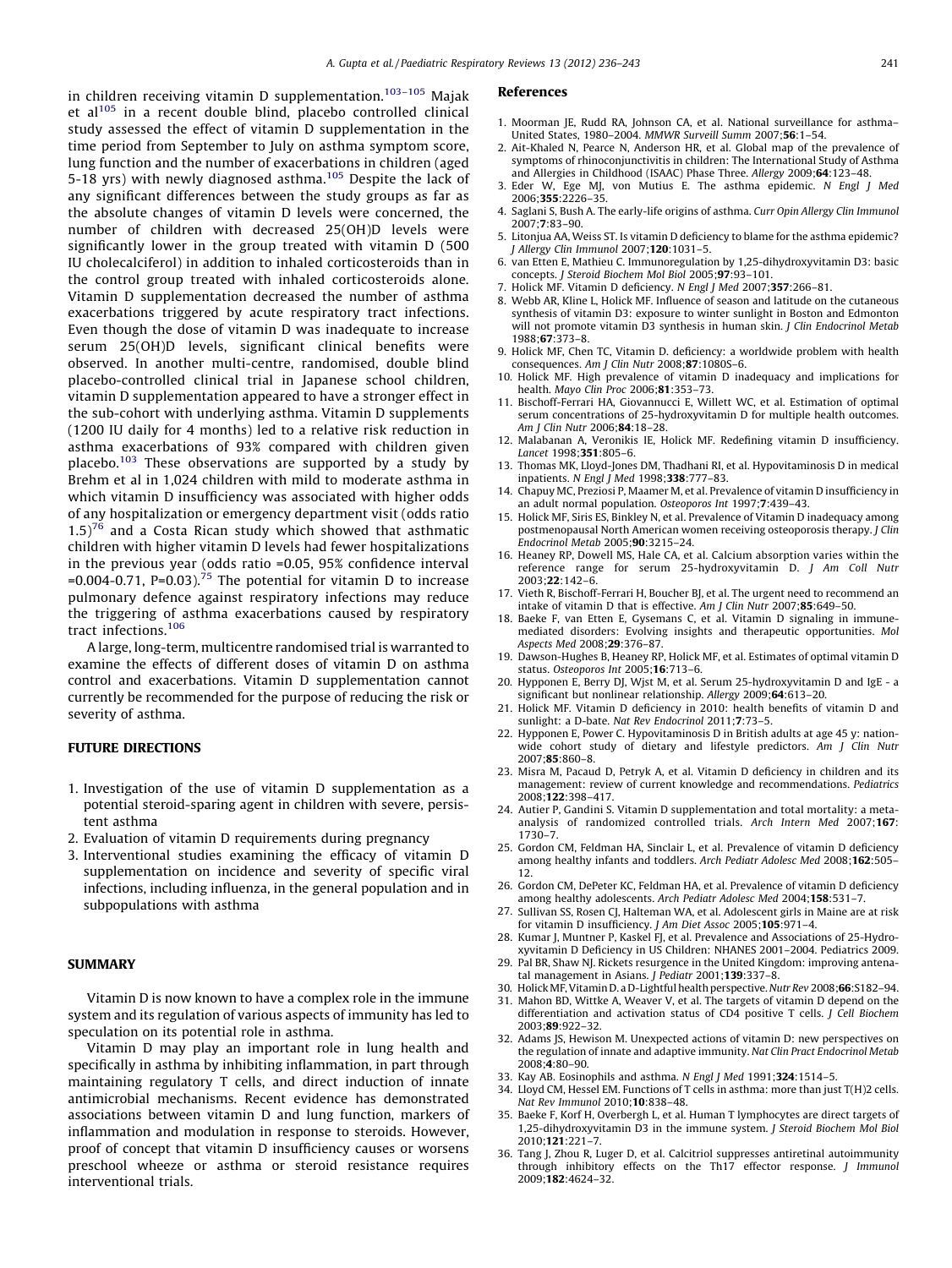in children receiving vitamin D supplementation.[103–105] Majak et al[105] in a recent double blind, placebo controlled clinical study assessed the effect of vitamin D supplementation in the time period from September to July on asthma symptom score, lung function and the number of exacerbations in children (aged 5-18 yrs) with newly diagnosed asthma.[105] Despite the lack of any significant differences between the study groups as far as the absolute changes of vitamin D levels were concerned, the number of children with decreased 25(OH)D levels were significantly lower in the group treated with vitamin D (500 IU cholecalciferol) in addition to inhaled corticosteroids than in the control group treated with inhaled corticosteroids alone. Vitamin D supplementation decreased the number of asthma exacerbations triggered by acute respiratory tract infections. Even though the dose of vitamin D was inadequate to increase serum 25(OH)D levels, significant clinical benefits were observed. In another multi-centre, randomised, double blind placebo-controlled clinical trial in Japanese school children, vitamin D supplementation appeared to have a stronger effect in the sub-cohort with underlying asthma. Vitamin D supplements (1200 IU daily for 4 months) led to a relative risk reduction in asthma exacerbations of 93% compared with children given placebo.[103] These observations are supported by a study by Brehm et al in 1,024 children with mild to moderate asthma in which vitamin D insufficiency was associated with higher odds of any hospitalization or emergency department visit (odds ratio 1.5)[76] and a Costa Rican study which showed that asthmatic children with higher vitamin D levels had fewer hospitalizations in the previous year (odds ratio =0.05, 95% confidence interval =0.004-0.71, P=0.03).[75] The potential for vitamin D to increase pulmonary defence against respiratory infections may reduce the triggering of asthma exacerbations caused by respiratory tract infections.[106]

A large, long-term, multicentre randomised trial is warranted to examine the effects of different doses of vitamin D on asthma control and exacerbations. Vitamin D supplementation cannot currently be recommended for the purpose of reducing the risk or severity of asthma.

## FUTURE DIRECTIONS

1. Investigation of the use of vitamin D supplementation as a potential steroid-sparing agent in children with severe, persistent asthma
2. Evaluation of vitamin D requirements during pregnancy
3. Interventional studies examining the efficacy of vitamin D supplementation on incidence and severity of specific viral infections, including influenza, in the general population and in subpopulations with asthma

## SUMMARY

Vitamin D is now known to have a complex role in the immune system and its regulation of various aspects of immunity has led to speculation on its potential role in asthma.

Vitamin D may play an important role in lung health and specifically in asthma by inhibiting inflammation, in part through maintaining regulatory T cells, and direct induction of innate antimicrobial mechanisms. Recent evidence has demonstrated associations between vitamin D and lung function, markers of inflammation and modulation in response to steroids. However, proof of concept that vitamin D insufficiency causes or worsens preschool wheeze or asthma or steroid resistance requires interventional trials.

## References

1. Moorman JE, Rudd RA, Johnson CA, et al. National surveillance for asthma– United States, 1980–2004. *MMWR Surveill Summ* 2007;**56**:1–54.
2. Ait-Khaled N, Pearce N, Anderson HR, et al. Global map of the prevalence of symptoms of rhinoconjunctivitis in children: The International Study of Asthma and Allergies in Childhood (ISAAC) Phase Three. *Allergy* 2009;**64**:123–48.
3. Eder W, Ege MJ, von Mutius E. The asthma epidemic. *N Engl J Med* 2006;**355**:2226–35.
4. Saglani S, Bush A. The early-life origins of asthma. *Curr Opin Allergy Clin Immunol* 2007;**7**:83–90.
5. Litonjua AA, Weiss ST. Is vitamin D deficiency to blame for the asthma epidemic? *J Allergy Clin Immunol* 2007;**120**:1031–5.
6. van Etten E, Mathieu C. Immunoregulation by 1,25-dihydroxyvitamin D3: basic concepts. *J Steroid Biochem Mol Biol* 2005;**97**:93–101.
7. Holick MF. Vitamin D deficiency. *N Engl J Med* 2007;**357**:266–81.
8. Webb AR, Kline L, Holick MF. Influence of season and latitude on the cutaneous synthesis of vitamin D3: exposure to winter sunlight in Boston and Edmonton will not promote vitamin D3 synthesis in human skin. *J Clin Endocrinol Metab* 1988;**67**:373–8.
9. Holick MF, Chen TC, Vitamin D. deficiency: a worldwide problem with health consequences. *Am J Clin Nutr* 2008;**87**:1080S–6.
10. Holick MF. High prevalence of vitamin D inadequacy and implications for health. *Mayo Clin Proc* 2006;**81**:353–73.
11. Bischoff-Ferrari HA, Giovannucci E, Willett WC, et al. Estimation of optimal serum concentrations of 25-hydroxyvitamin D for multiple health outcomes. *Am J Clin Nutr* 2006;**84**:18–28.
12. Malabanan A, Veronikis IE, Holick MF. Redefining vitamin D insufficiency. *Lancet* 1998;**351**:805–6.
13. Thomas MK, Lloyd-Jones DM, Thadhani RI, et al. Hypovitaminosis D in medical inpatients. *N Engl J Med* 1998;**338**:777–83.
14. Chapuy MC, Preziosi P, Maamer M, et al. Prevalence of vitamin D insufficiency in an adult normal population. *Osteoporos Int* 1997;**7**:439–43.
15. Holick MF, Siris ES, Binkley N, et al. Prevalence of Vitamin D inadequacy among postmenopausal North American women receiving osteoporosis therapy. *J Clin Endocrinol Metab* 2005;**90**:3215–24.
16. Heaney RP, Dowell MS, Hale CA, et al. Calcium absorption varies within the reference range for serum 25-hydroxyvitamin D. *J Am Coll Nutr* 2003;**22**:142–6.
17. Vieth R, Bischoff-Ferrari H, Boucher BJ, et al. The urgent need to recommend an intake of vitamin D that is effective. *Am J Clin Nutr* 2007;**85**:649–50.
18. Baeke F, van Etten E, Gysemans C, et al. Vitamin D signaling in immune-mediated disorders: Evolving insights and therapeutic opportunities. *Mol Aspects Med* 2008;**29**:376–87.
19. Dawson-Hughes B, Heaney RP, Holick MF, et al. Estimates of optimal vitamin D status. *Osteoporos Int* 2005;**16**:713–6.
20. Hypponen E, Berry DJ, Wjst M, et al. Serum 25-hydroxyvitamin D and IgE - a significant but nonlinear relationship. *Allergy* 2009;**64**:613–20.
21. Holick MF. Vitamin D deficiency in 2010: health benefits of vitamin D and sunlight: a D-bate. *Nat Rev Endocrinol* 2011;**7**:73–5.
22. Hypponen E, Power C. Hypovitaminosis D in British adults at age 45 y: nationwide cohort study of dietary and lifestyle predictors. *Am J Clin Nutr* 2007;**85**:860–8.
23. Misra M, Pacaud D, Petryk A, et al. Vitamin D deficiency in children and its management: review of current knowledge and recommendations. *Pediatrics* 2008;**122**:398–417.
24. Autier P, Gandini S. Vitamin D supplementation and total mortality: a meta-analysis of randomized controlled trials. *Arch Intern Med* 2007;**167**: 1730–7.
25. Gordon CM, Feldman HA, Sinclair L, et al. Prevalence of vitamin D deficiency among healthy infants and toddlers. *Arch Pediatr Adolesc Med* 2008;**162**:505–12.
26. Gordon CM, DePeter KC, Feldman HA, et al. Prevalence of vitamin D deficiency among healthy adolescents. *Arch Pediatr Adolesc Med* 2004;**158**:531–7.
27. Sullivan SS, Rosen CJ, Halteman WA, et al. Adolescent girls in Maine are at risk for vitamin D insufficiency. *J Am Diet Assoc* 2005;**105**:971–4.
28. Kumar J, Muntner P, Kaskel FJ, et al. Prevalence and Associations of 25-Hydroxyvitamin D Deficiency in US Children: NHANES 2001–2004. Pediatrics 2009.
29. Pal BR, Shaw NJ. Rickets resurgence in the United Kingdom: improving antenatal management in Asians. *J Pediatr* 2001;**139**:337–8.
30. Holick MF, Vitamin D. a D-Lightful health perspective. *Nutr Rev* 2008;**66**:S182–94.
31. Mahon BD, Wittke A, Weaver V, et al. The targets of vitamin D depend on the differentiation and activation status of CD4 positive T cells. *J Cell Biochem* 2003;**89**:922–32.
32. Adams JS, Hewison M. Unexpected actions of vitamin D: new perspectives on the regulation of innate and adaptive immunity. *Nat Clin Pract Endocrinol Metab* 2008;**4**:80–90.
33. Kay AB. Eosinophils and asthma. *N Engl J Med* 1991;**324**:1514–5.
34. Lloyd CM, Hessel EM. Functions of T cells in asthma: more than just T(H)2 cells. *Nat Rev Immunol* 2010;**10**:838–48.
35. Baeke F, Korf H, Overbergh L, et al. Human T lymphocytes are direct targets of 1,25-dihydroxyvitamin D3 in the immune system. *J Steroid Biochem Mol Biol* 2010;**121**:221–7.
36. Tang J, Zhou R, Luger D, et al. Calcitriol suppresses antiretinal autoimmunity through inhibitory effects on the Th17 effector response. *J Immunol* 2009;**182**:4624–32.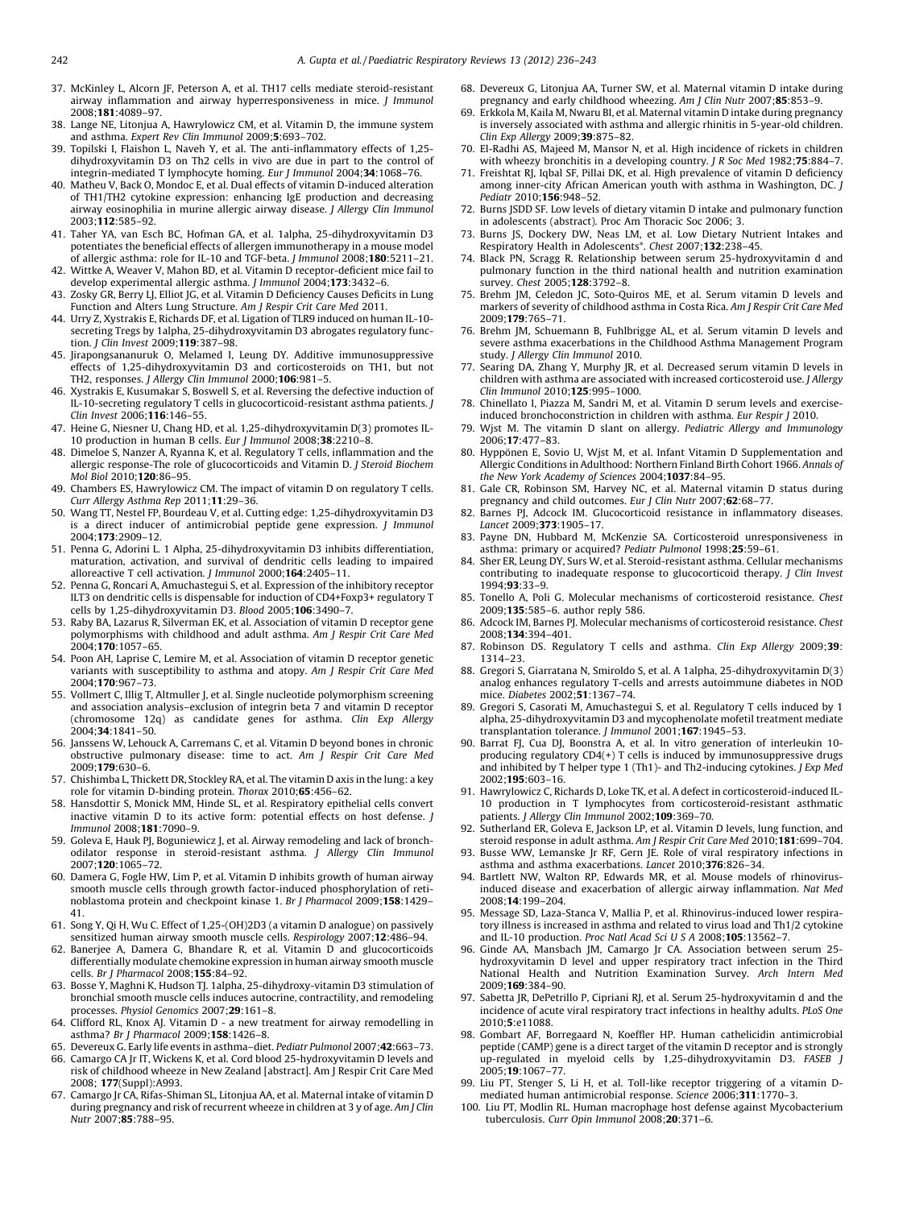37. McKinley L, Alcorn JF, Peterson A, et al. TH17 cells mediate steroid-resistant airway inflammation and airway hyperresponsiveness in mice. *J Immunol* 2008;**181**:4089–97.
38. Lange NE, Litonjua A, Hawrylowicz CM, et al. Vitamin D, the immune system and asthma. *Expert Rev Clin Immunol* 2009;**5**:693–702.
39. Topilski I, Flaishon L, Naveh Y, et al. The anti-inflammatory effects of 1,25-dihydroxyvitamin D3 on Th2 cells in vivo are due in part to the control of integrin-mediated T lymphocyte homing. *Eur J Immunol* 2004;**34**:1068–76.
40. Matheu V, Back O, Mondoc E, et al. Dual effects of vitamin D-induced alteration of TH1/TH2 cytokine expression: enhancing IgE production and decreasing airway eosinophilia in murine allergic airway disease. *J Allergy Clin Immunol* 2003;**112**:585–92.
41. Taher YA, van Esch BC, Hofman GA, et al. 1alpha, 25-dihydroxyvitamin D3 potentiates the beneficial effects of allergen immunotherapy in a mouse model of allergic asthma: role for IL-10 and TGF-beta. *J Immunol* 2008;**180**:5211–21.
42. Wittke A, Weaver V, Mahon BD, et al. Vitamin D receptor-deficient mice fail to develop experimental allergic asthma. *J Immunol* 2004;**173**:3432–6.
43. Zosky GR, Berry LJ, Elliot JG, et al. Vitamin D Deficiency Causes Deficits in Lung Function and Alters Lung Structure. *Am J Respir Crit Care Med* 2011.
44. Urry Z, Xystrakis E, Richards DF, et al. Ligation of TLR9 induced on human IL-10-secreting Tregs by 1alpha, 25-dihydroxyvitamin D3 abrogates regulatory function. *J Clin Invest* 2009;**119**:387–98.
45. Jirapongsananuruk O, Melamed I, Leung DY. Additive immunosuppressive effects of 1,25-dihydroxyvitamin D3 and corticosteroids on TH1, but not TH2, responses. *J Allergy Clin Immunol* 2000;**106**:981–5.
46. Xystrakis E, Kusumakar S, Boswell S, et al. Reversing the defective induction of IL-10-secreting regulatory T cells in glucocorticoid-resistant asthma patients. *J Clin Invest* 2006;**116**:146–55.
47. Heine G, Niesner U, Chang HD, et al. 1,25-dihydroxyvitamin D(3) promotes IL-10 production in human B cells. *Eur J Immunol* 2008;**38**:2210–8.
48. Dimeloe S, Nanzer A, Ryanna K, et al. Regulatory T cells, inflammation and the allergic response-The role of glucocorticoids and Vitamin D. *J Steroid Biochem Mol Biol* 2010;**120**:86–95.
49. Chambers ES, Hawrylowicz CM. The impact of vitamin D on regulatory T cells. *Curr Allergy Asthma Rep* 2011;**11**:29–36.
50. Wang TT, Nestel FP, Bourdeau V, et al. Cutting edge: 1,25-dihydroxyvitamin D3 is a direct inducer of antimicrobial peptide gene expression. *J Immunol* 2004;**173**:2909–12.
51. Penna G, Adorini L. 1 Alpha, 25-dihydroxyvitamin D3 inhibits differentiation, maturation, activation, and survival of dendritic cells leading to impaired alloreactive T cell activation. *J Immunol* 2000;**164**:2405–11.
52. Penna G, Roncari A, Amuchastegui S, et al. Expression of the inhibitory receptor ILT3 on dendritic cells is dispensable for induction of CD4+Foxp3+ regulatory T cells by 1,25-dihydroxyvitamin D3. *Blood* 2005;**106**:3490–7.
53. Raby BA, Lazarus R, Silverman EK, et al. Association of vitamin D receptor gene polymorphisms with childhood and adult asthma. *Am J Respir Crit Care Med* 2004;**170**:1057–65.
54. Poon AH, Laprise C, Lemire M, et al. Association of vitamin D receptor genetic variants with susceptibility to asthma and atopy. *Am J Respir Crit Care Med* 2004;**170**:967–73.
55. Vollmert C, Illig T, Altmuller J, et al. Single nucleotide polymorphism screening and association analysis–exclusion of integrin beta 7 and vitamin D receptor (chromosome 12q) as candidate genes for asthma. *Clin Exp Allergy* 2004;**34**:1841–50.
56. Janssens W, Lehouck A, Carremans C, et al. Vitamin D beyond bones in chronic obstructive pulmonary disease: time to act. *Am J Respir Crit Care Med* 2009;**179**:630–6.
57. Chishimba L, Thickett DR, Stockley RA, et al. The vitamin D axis in the lung: a key role for vitamin D-binding protein. *Thorax* 2010;**65**:456–62.
58. Hansdottir S, Monick MM, Hinde SL, et al. Respiratory epithelial cells convert inactive vitamin D to its active form: potential effects on host defense. *J Immunol* 2008;**181**:7090–9.
59. Goleva E, Hauk PJ, Boguniewicz J, et al. Airway remodeling and lack of bronchodilator response in steroid-resistant asthma. *J Allergy Clin Immunol* 2007;**120**:1065–72.
60. Damera G, Fogle HW, Lim P, et al. Vitamin D inhibits growth of human airway smooth muscle cells through growth factor-induced phosphorylation of retinoblastoma protein and checkpoint kinase 1. *Br J Pharmacol* 2009;**158**:1429–41.
61. Song Y, Qi H, Wu C. Effect of 1,25-(OH)2D3 (a vitamin D analogue) on passively sensitized human airway smooth muscle cells. *Respirology* 2007;**12**:486–94.
62. Banerjee A, Damera G, Bhandare R, et al. Vitamin D and glucocorticoids differentially modulate chemokine expression in human airway smooth muscle cells. *Br J Pharmacol* 2008;**155**:84–92.
63. Bosse Y, Maghni K, Hudson TJ. 1alpha, 25-dihydroxy-vitamin D3 stimulation of bronchial smooth muscle cells induces autocrine, contractility, and remodeling processes. *Physiol Genomics* 2007;**29**:161–8.
64. Clifford RL, Knox AJ. Vitamin D - a new treatment for airway remodelling in asthma? *Br J Pharmacol* 2009;**158**:1426–8.
65. Devereux G. Early life events in asthma–diet. *Pediatr Pulmonol* 2007;**42**:663–73.
66. Camargo CA Jr IT, Wickens K, et al. Cord blood 25-hydroxyvitamin D levels and risk of childhood wheeze in New Zealand [abstract]. Am J Respir Crit Care Med 2008; **177**(Suppl):A993.
67. Camargo Jr CA, Rifas-Shiman SL, Litonjua AA, et al. Maternal intake of vitamin D during pregnancy and risk of recurrent wheeze in children at 3 y of age. *Am J Clin Nutr* 2007;**85**:788–95.
68. Devereux G, Litonjua AA, Turner SW, et al. Maternal vitamin D intake during pregnancy and early childhood wheezing. *Am J Clin Nutr* 2007;**85**:853–9.
69. Erkkola M, Kaila M, Nwaru BI, et al. Maternal vitamin D intake during pregnancy is inversely associated with asthma and allergic rhinitis in 5-year-old children. *Clin Exp Allergy* 2009;**39**:875–82.
70. El-Radhi AS, Majeed M, Mansor N, et al. High incidence of rickets in children with wheezy bronchitis in a developing country. *J R Soc Med* 1982;**75**:884–7.
71. Freishtat RJ, Iqbal SF, Pillai DK, et al. High prevalence of vitamin D deficiency among inner-city African American youth with asthma in Washington, DC. *J Pediatr* 2010;**156**:948–52.
72. Burns JSDD SF. Low levels of dietary vitamin D intake and pulmonary function in adolescents (abstract). Proc Am Thoracic Soc 2006; 3.
73. Burns JS, Dockery DW, Neas LM, et al. Low Dietary Nutrient Intakes and Respiratory Health in Adolescents*. *Chest* 2007;**132**:238–45.
74. Black PN, Scragg R. Relationship between serum 25-hydroxyvitamin d and pulmonary function in the third national health and nutrition examination survey. *Chest* 2005;**128**:3792–8.
75. Brehm JM, Celedon JC, Soto-Quiros ME, et al. Serum vitamin D levels and markers of severity of childhood asthma in Costa Rica. *Am J Respir Crit Care Med* 2009;**179**:765–71.
76. Brehm JM, Schuemann B, Fuhlbrigge AL, et al. Serum vitamin D levels and severe asthma exacerbations in the Childhood Asthma Management Program study. *J Allergy Clin Immunol* 2010.
77. Searing DA, Zhang Y, Murphy JR, et al. Decreased serum vitamin D levels in children with asthma are associated with increased corticosteroid use. *J Allergy Clin Immunol* 2010;**125**:995–1000.
78. Chinellato I, Piazza M, Sandri M, et al. Vitamin D serum levels and exercise-induced bronchoconstriction in children with asthma. *Eur Respir J* 2010.
79. Wjst M. The vitamin D slant on allergy. *Pediatric Allergy and Immunology* 2006;**17**:477–83.
80. Hyppönen E, Sovio U, Wjst M, et al. Infant Vitamin D Supplementation and Allergic Conditions in Adulthood: Northern Finland Birth Cohort 1966. *Annals of the New York Academy of Sciences* 2004;**1037**:84–95.
81. Gale CR, Robinson SM, Harvey NC, et al. Maternal vitamin D status during pregnancy and child outcomes. *Eur J Clin Nutr* 2007;**62**:68–77.
82. Barnes PJ, Adcock IM. Glucocorticoid resistance in inflammatory diseases. *Lancet* 2009;**373**:1905–17.
83. Payne DN, Hubbard M, McKenzie SA. Corticosteroid unresponsiveness in asthma: primary or acquired? *Pediatr Pulmonol* 1998;**25**:59–61.
84. Sher ER, Leung DY, Surs W, et al. Steroid-resistant asthma. Cellular mechanisms contributing to inadequate response to glucocorticoid therapy. *J Clin Invest* 1994;**93**:33–9.
85. Tonello A, Poli G. Molecular mechanisms of corticosteroid resistance. *Chest* 2009;**135**:585–6. author reply 586.
86. Adcock IM, Barnes PJ. Molecular mechanisms of corticosteroid resistance. *Chest* 2008;**134**:394–401.
87. Robinson DS. Regulatory T cells and asthma. *Clin Exp Allergy* 2009;**39**: 1314–23.
88. Gregori S, Giarratana N, Smiroldo S, et al. A 1alpha, 25-dihydroxyvitamin D(3) analog enhances regulatory T-cells and arrests autoimmune diabetes in NOD mice. *Diabetes* 2002;**51**:1367–74.
89. Gregori S, Casorati M, Amuchastegui S, et al. Regulatory T cells induced by 1 alpha, 25-dihydroxyvitamin D3 and mycophenolate mofetil treatment mediate transplantation tolerance. *J Immunol* 2001;**167**:1945–53.
90. Barrat FJ, Cua DJ, Boonstra A, et al. In vitro generation of interleukin 10-producing regulatory CD4(+) T cells is induced by immunosuppressive drugs and inhibited by T helper type 1 (Th1)- and Th2-inducing cytokines. *J Exp Med* 2002;**195**:603–16.
91. Hawrylowicz C, Richards D, Loke TK, et al. A defect in corticosteroid-induced IL-10 production in T lymphocytes from corticosteroid-resistant asthmatic patients. *J Allergy Clin Immunol* 2002;**109**:369–70.
92. Sutherland ER, Goleva E, Jackson LP, et al. Vitamin D levels, lung function, and steroid response in adult asthma. *Am J Respir Crit Care Med* 2010;**181**:699–704.
93. Busse WW, Lemanske Jr RF, Gern JE. Role of viral respiratory infections in asthma and asthma exacerbations. *Lancet* 2010;**376**:826–34.
94. Bartlett NW, Walton RP, Edwards MR, et al. Mouse models of rhinovirus-induced disease and exacerbation of allergic airway inflammation. *Nat Med* 2008;**14**:199–204.
95. Message SD, Laza-Stanca V, Mallia P, et al. Rhinovirus-induced lower respiratory illness is increased in asthma and related to virus load and Th1/2 cytokine and IL-10 production. *Proc Natl Acad Sci U S A* 2008;**105**:13562–7.
96. Ginde AA, Mansbach JM, Camargo Jr CA. Association between serum 25-hydroxyvitamin D level and upper respiratory tract infection in the Third National Health and Nutrition Examination Survey. *Arch Intern Med* 2009;**169**:384–90.
97. Sabetta JR, DePetrillo P, Cipriani RJ, et al. Serum 25-hydroxyvitamin d and the incidence of acute viral respiratory tract infections in healthy adults. *PLoS One* 2010;**5**:e11088.
98. Gombart AF, Borregaard N, Koeffler HP. Human cathelicidin antimicrobial peptide (CAMP) gene is a direct target of the vitamin D receptor and is strongly up-regulated in myeloid cells by 1,25-dihydroxyvitamin D3. *FASEB J* 2005;**19**:1067–77.
99. Liu PT, Stenger S, Li H, et al. Toll-like receptor triggering of a vitamin D-mediated human antimicrobial response. *Science* 2006;**311**:1770–3.
100. Liu PT, Modlin RL. Human macrophage host defense against Mycobacterium tuberculosis. *Curr Opin Immunol* 2008;**20**:371–6.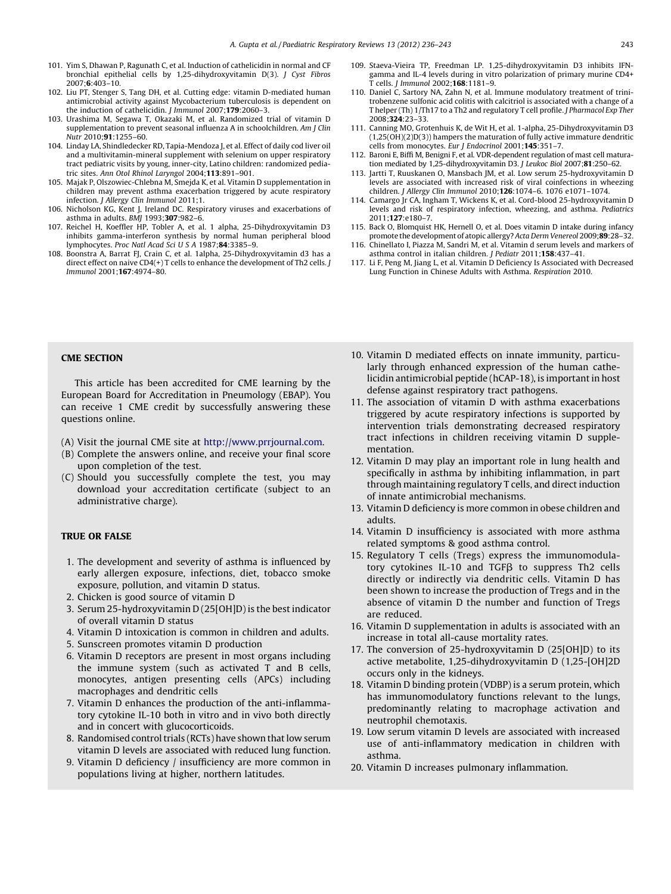101. Yim S, Dhawan P, Ragunath C, et al. Induction of cathelicidin in normal and CF bronchial epithelial cells by 1,25-dihydroxyvitamin D(3). *J Cyst Fibros* 2007;**6**:403–10.
102. Liu PT, Stenger S, Tang DH, et al. Cutting edge: vitamin D-mediated human antimicrobial activity against Mycobacterium tuberculosis is dependent on the induction of cathelicidin. *J Immunol* 2007;**179**:2060–3.
103. Urashima M, Segawa T, Okazaki M, et al. Randomized trial of vitamin D supplementation to prevent seasonal influenza A in schoolchildren. *Am J Clin Nutr* 2010;**91**:1255–60.
104. Linday LA, Shindledecker RD, Tapia-Mendoza J, et al. Effect of daily cod liver oil and a multivitamin-mineral supplement with selenium on upper respiratory tract pediatric visits by young, inner-city, Latino children: randomized pediatric sites. *Ann Otol Rhinol Laryngol* 2004;**113**:891–901.
105. Majak P, Olszowiec-Chlebna M, Smejda K, et al. Vitamin D supplementation in children may prevent asthma exacerbation triggered by acute respiratory infection. *J Allergy Clin Immunol* 2011;1.
106. Nicholson KG, Kent J, Ireland DC. Respiratory viruses and exacerbations of asthma in adults. *BMJ* 1993;**307**:982–6.
107. Reichel H, Koeffler HP, Tobler A, et al. 1 alpha, 25-Dihydroxyvitamin D3 inhibits gamma-interferon synthesis by normal human peripheral blood lymphocytes. *Proc Natl Acad Sci U S A* 1987;**84**:3385–9.
108. Boonstra A, Barrat FJ, Crain C, et al. 1alpha, 25-Dihydroxyvitamin d3 has a direct effect on naive CD4(+) T cells to enhance the development of Th2 cells. *J Immunol* 2001;**167**:4974–80.
109. Staeva-Vieira TP, Freedman LP. 1,25-dihydroxyvitamin D3 inhibits IFN-gamma and IL-4 levels during in vitro polarization of primary murine CD4+ T cells. *J Immunol* 2002;**168**:1181–9.
110. Daniel C, Sartory NA, Zahn N, et al. Immune modulatory treatment of trinitrobenzene sulfonic acid colitis with calcitriol is associated with a change of a T helper (Th) 1/Th17 to a Th2 and regulatory T cell profile. *J Pharmacol Exp Ther* 2008;**324**:23–33.
111. Canning MO, Grotenhuis K, de Wit H, et al. 1-alpha, 25-Dihydroxyvitamin D3 (1,25(OH)(2)D(3)) hampers the maturation of fully active immature dendritic cells from monocytes. *Eur J Endocrinol* 2001;**145**:351–7.
112. Baroni E, Biffi M, Benigni F, et al. VDR-dependent regulation of mast cell maturation mediated by 1,25-dihydroxyvitamin D3. *J Leukoc Biol* 2007;**81**:250–62.
113. Jartti T, Ruuskanen O, Mansbach JM, et al. Low serum 25-hydroxyvitamin D levels are associated with increased risk of viral coinfections in wheezing children. *J Allergy Clin Immunol* 2010;**126**:1074–6, 1076 e1071–1074.
114. Camargo Jr CA, Ingham T, Wickens K, et al. Cord-blood 25-hydroxyvitamin D levels and risk of respiratory infection, wheezing, and asthma. *Pediatrics* 2011;**127**:e180–7.
115. Back O, Blomquist HK, Hernell O, et al. Does vitamin D intake during infancy promote the development of atopic allergy? *Acta Derm Venereol* 2009;**89**:28–32.
116. Chinellato I, Piazza M, Sandri M, et al. Vitamin d serum levels and markers of asthma control in italian children. *J Pediatr* 2011;**158**:437–41.
117. Li F, Peng M, Jiang L, et al. Vitamin D Deficiency Is Associated with Decreased Lung Function in Chinese Adults with Asthma. *Respiration* 2010.

## CME SECTION

This article has been accredited for CME learning by the European Board for Accreditation in Pneumology (EBAP). You can receive 1 CME credit by successfully answering these questions online.

(A) Visit the journal CME site at http://www.prrjournal.com.
(B) Complete the answers online, and receive your final score upon completion of the test.
(C) Should you successfully complete the test, you may download your accreditation certificate (subject to an administrative charge).

## TRUE OR FALSE

1. The development and severity of asthma is influenced by early allergen exposure, infections, diet, tobacco smoke exposure, pollution, and vitamin D status.
2. Chicken is good source of vitamin D
3. Serum 25-hydroxyvitamin D (25[OH]D) is the best indicator of overall vitamin D status
4. Vitamin D intoxication is common in children and adults.
5. Sunscreen promotes vitamin D production
6. Vitamin D receptors are present in most organs including the immune system (such as activated T and B cells, monocytes, antigen presenting cells (APCs) including macrophages and dendritic cells
7. Vitamin D enhances the production of the anti-inflammatory cytokine IL-10 both in vitro and in vivo both directly and in concert with glucocorticoids.
8. Randomised control trials (RCTs) have shown that low serum vitamin D levels are associated with reduced lung function.
9. Vitamin D deficiency / insufficiency are more common in populations living at higher, northern latitudes.
10. Vitamin D mediated effects on innate immunity, particularly through enhanced expression of the human cathelicidin antimicrobial peptide (hCAP-18), is important in host defense against respiratory tract pathogens.
11. The association of vitamin D with asthma exacerbations triggered by acute respiratory infections is supported by intervention trials demonstrating decreased respiratory tract infections in children receiving vitamin D supplementation.
12. Vitamin D may play an important role in lung health and specifically in asthma by inhibiting inflammation, in part through maintaining regulatory T cells, and direct induction of innate antimicrobial mechanisms.
13. Vitamin D deficiency is more common in obese children and adults.
14. Vitamin D insufficiency is associated with more asthma related symptoms & good asthma control.
15. Regulatory T cells (Tregs) express the immunomodulatory cytokines IL-10 and TGFβ to suppress Th2 cells directly or indirectly via dendritic cells. Vitamin D has been shown to increase the production of Tregs and in the absence of vitamin D the number and function of Tregs are reduced.
16. Vitamin D supplementation in adults is associated with an increase in total all-cause mortality rates.
17. The conversion of 25-hydroxyvitamin D (25[OH]D) to its active metabolite, 1,25-dihydroxyvitamin D (1,25-[OH]2D occurs only in the kidneys.
18. Vitamin D binding protein (VDBP) is a serum protein, which has immunomodulatory functions relevant to the lungs, predominantly relating to macrophage activation and neutrophil chemotaxis.
19. Low serum vitamin D levels are associated with increased use of anti-inflammatory medication in children with asthma.
20. Vitamin D increases pulmonary inflammation.